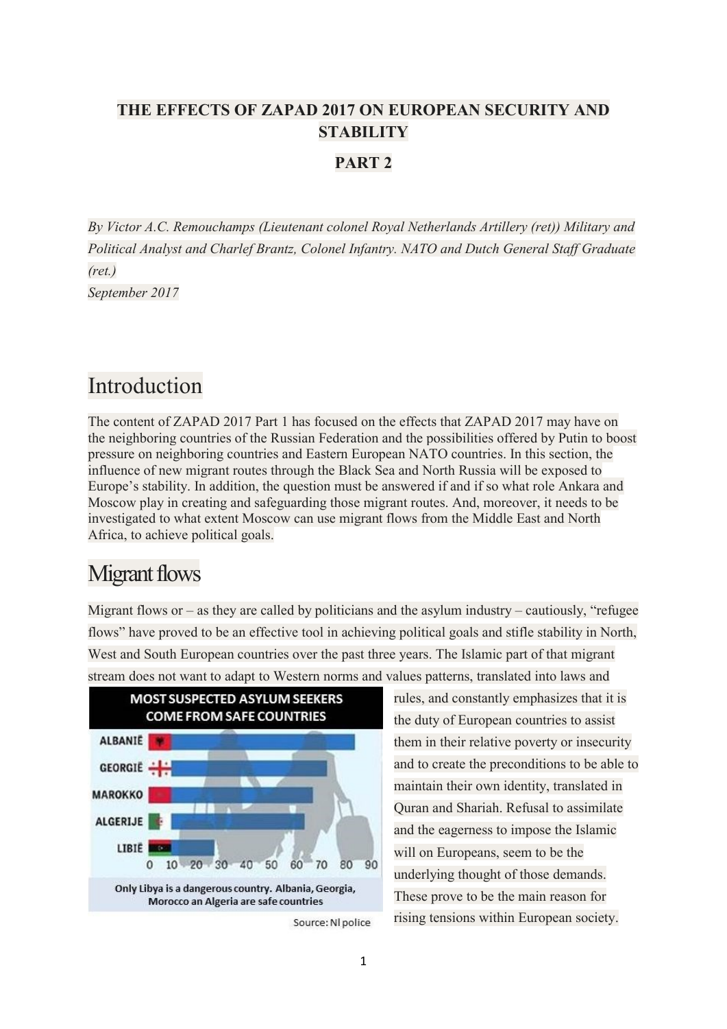**THE EFFECTS OF ZAPAD 2017 ON EUROPEAN SECURITY AND STABILITY**

**PART 2**

*By Victor A.C. Remouchamps (Lieutenant colonel Royal Netherlands Artillery (ret)) Military and Political Analyst and Charlef Brantz, Colonel Infantry. NATO and Dutch General Staff Graduate (ret.)*
*September 2017*

# Introduction

The content of ZAPAD 2017 Part 1 has focused on the effects that ZAPAD 2017 may have on the neighboring countries of the Russian Federation and the possibilities offered by Putin to boost pressure on neighboring countries and Eastern European NATO countries. In this section, the influence of new migrant routes through the Black Sea and North Russia will be exposed to Europe's stability. In addition, the question must be answered if and if so what role Ankara and Moscow play in creating and safeguarding those migrant routes. And, moreover, it needs to be investigated to what extent Moscow can use migrant flows from the Middle East and North Africa, to achieve political goals.

# Migrant flows

Migrant flows or – as they are called by politicians and the asylum industry – cautiously, "refugee flows" have proved to be an effective tool in achieving political goals and stifle stability in North, West and South European countries over the past three years. The Islamic part of that migrant stream does not want to adapt to Western norms and values patterns, translated into laws and rules, and constantly emphasizes that it is the duty of European countries to assist them in their relative poverty or insecurity and to create the preconditions to be able to maintain their own identity, translated in Quran and Shariah. Refusal to assimilate and the eagerness to impose the Islamic will on Europeans, seem to be the underlying thought of those demands. These prove to be the main reason for rising tensions within European society.

**MOST SUSPECTED ASYLUM SEEKERS COME FROM SAFE COUNTRIES**

ALBANIË, GEORGIË, MAROKKO, ALGERIJE, LIBIË

0 10 20 30 40 50 60 70 80 90

Only Libya is a dangerous country. Albania, Georgia, Morocco an Algeria are safe countries

Source: Nl police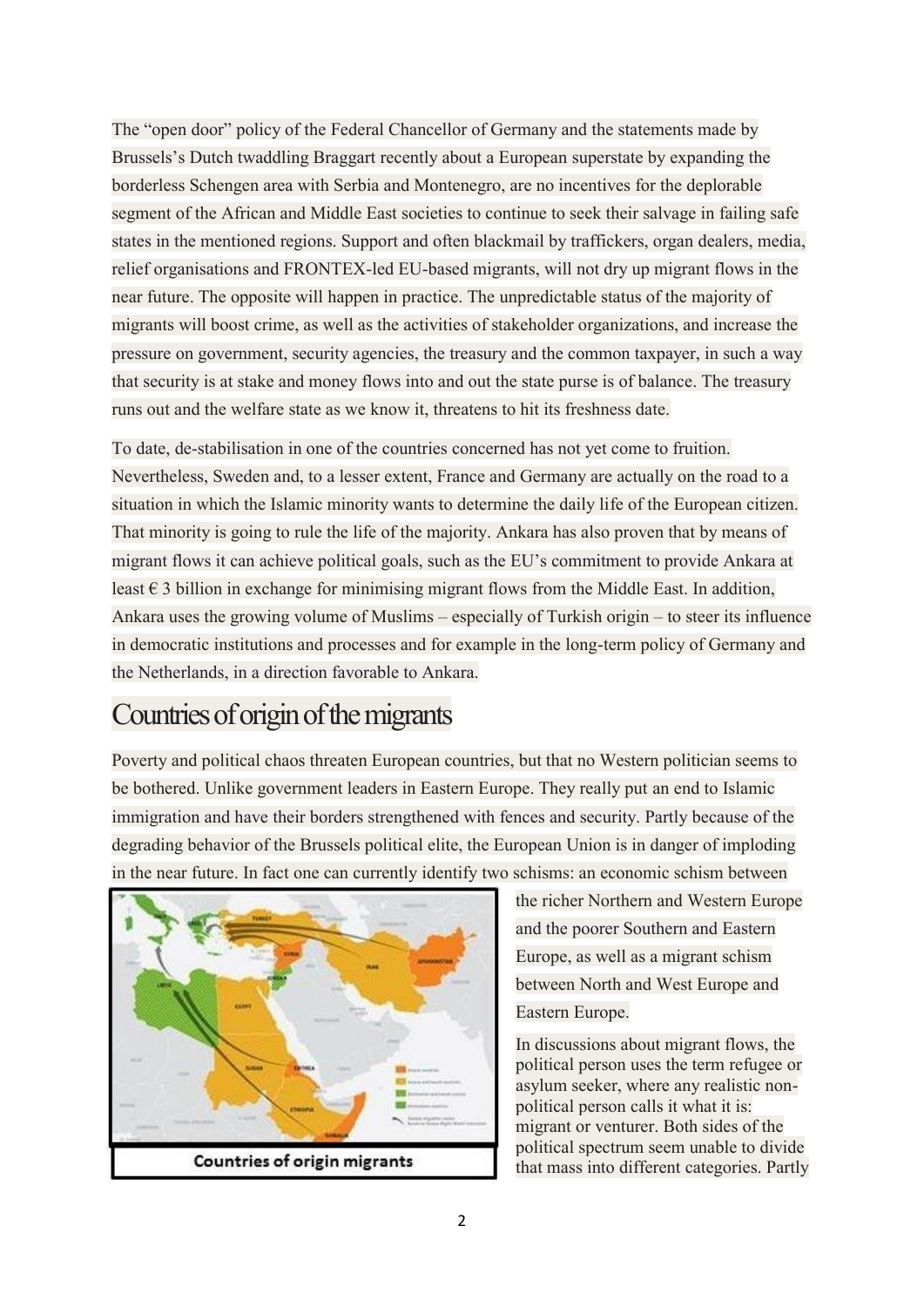The "open door" policy of the Federal Chancellor of Germany and the statements made by Brussels's Dutch twaddling Braggart recently about a European superstate by expanding the borderless Schengen area with Serbia and Montenegro, are no incentives for the deplorable segment of the African and Middle East societies to continue to seek their salvage in failing safe states in the mentioned regions. Support and often blackmail by traffickers, organ dealers, media, relief organisations and FRONTEX-led EU-based migrants, will not dry up migrant flows in the near future. The opposite will happen in practice. The unpredictable status of the majority of migrants will boost crime, as well as the activities of stakeholder organizations, and increase the pressure on government, security agencies, the treasury and the common taxpayer, in such a way that security is at stake and money flows into and out the state purse is of balance. The treasury runs out and the welfare state as we know it, threatens to hit its freshness date.

To date, de-stabilisation in one of the countries concerned has not yet come to fruition. Nevertheless, Sweden and, to a lesser extent, France and Germany are actually on the road to a situation in which the Islamic minority wants to determine the daily life of the European citizen. That minority is going to rule the life of the majority. Ankara has also proven that by means of migrant flows it can achieve political goals, such as the EU's commitment to provide Ankara at least € 3 billion in exchange for minimising migrant flows from the Middle East. In addition, Ankara uses the growing volume of Muslims – especially of Turkish origin – to steer its influence in democratic institutions and processes and for example in the long-term policy of Germany and the Netherlands, in a direction favorable to Ankara.

# Countries of origin of the migrants

Poverty and political chaos threaten European countries, but that no Western politician seems to be bothered. Unlike government leaders in Eastern Europe. They really put an end to Islamic immigration and have their borders strengthened with fences and security. Partly because of the degrading behavior of the Brussels political elite, the European Union is in danger of imploding in the near future. In fact one can currently identify two schisms: an economic schism between the richer Northern and Western Europe and the poorer Southern and Eastern Europe, as well as a migrant schism between North and West Europe and Eastern Europe.

Countries of origin migrants

In discussions about migrant flows, the political person uses the term refugee or asylum seeker, where any realistic non-political person calls it what it is: migrant or venturer. Both sides of the political spectrum seem unable to divide that mass into different categories. Partly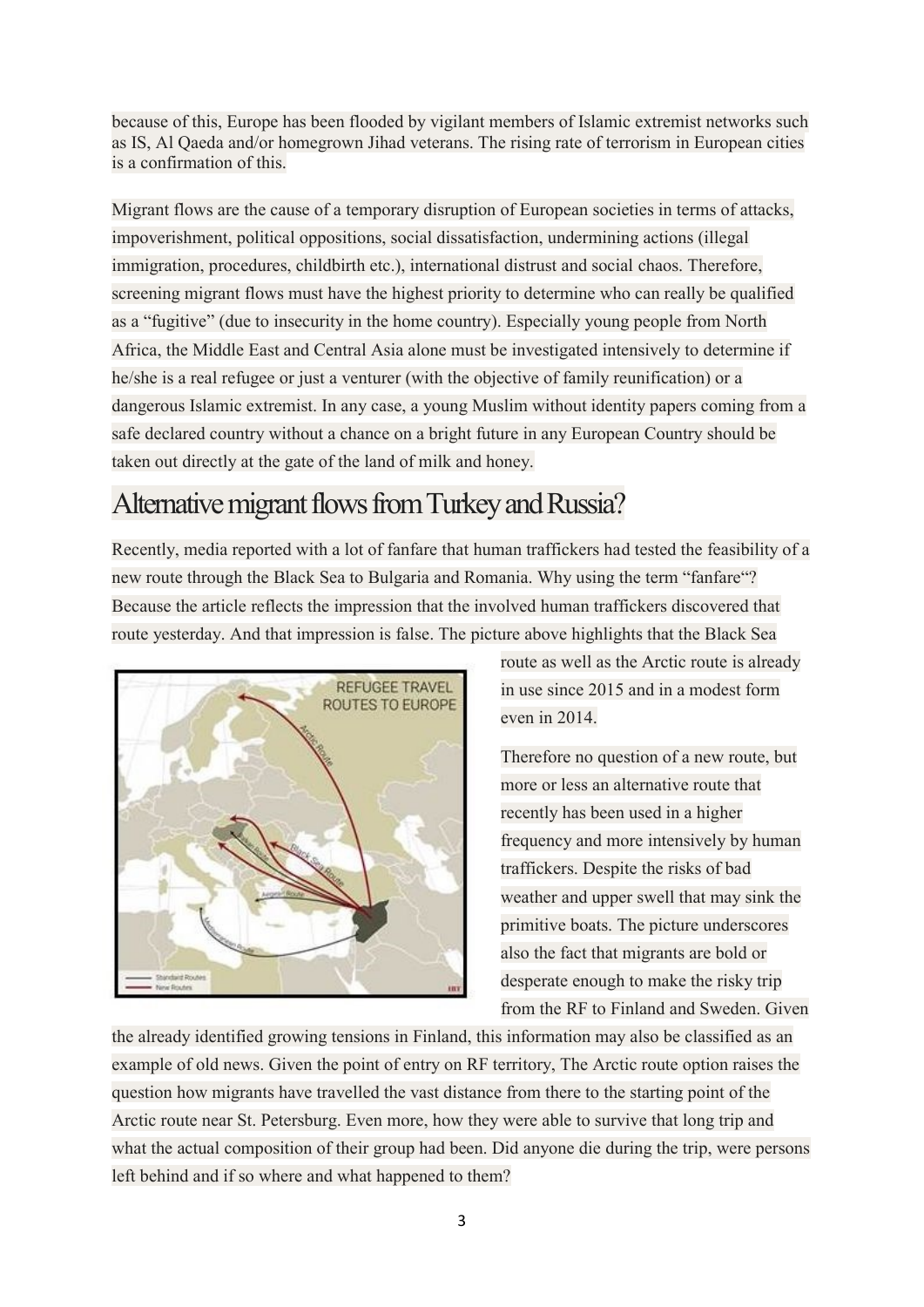because of this, Europe has been flooded by vigilant members of Islamic extremist networks such as IS, Al Qaeda and/or homegrown Jihad veterans. The rising rate of terrorism in European cities is a confirmation of this.

Migrant flows are the cause of a temporary disruption of European societies in terms of attacks, impoverishment, political oppositions, social dissatisfaction, undermining actions (illegal immigration, procedures, childbirth etc.), international distrust and social chaos. Therefore, screening migrant flows must have the highest priority to determine who can really be qualified as a "fugitive" (due to insecurity in the home country). Especially young people from North Africa, the Middle East and Central Asia alone must be investigated intensively to determine if he/she is a real refugee or just a venturer (with the objective of family reunification) or a dangerous Islamic extremist. In any case, a young Muslim without identity papers coming from a safe declared country without a chance on a bright future in any European Country should be taken out directly at the gate of the land of milk and honey.

## Alternative migrant flows from Turkey and Russia?

Recently, media reported with a lot of fanfare that human traffickers had tested the feasibility of a new route through the Black Sea to Bulgaria and Romania. Why using the term "fanfare"? Because the article reflects the impression that the involved human traffickers discovered that route yesterday. And that impression is false. The picture above highlights that the Black Sea route as well as the Arctic route is already in use since 2015 and in a modest form even in 2014.

Therefore no question of a new route, but more or less an alternative route that recently has been used in a higher frequency and more intensively by human traffickers. Despite the risks of bad weather and upper swell that may sink the primitive boats. The picture underscores also the fact that migrants are bold or desperate enough to make the risky trip from the RF to Finland and Sweden. Given the already identified growing tensions in Finland, this information may also be classified as an example of old news. Given the point of entry on RF territory, The Arctic route option raises the question how migrants have travelled the vast distance from there to the starting point of the Arctic route near St. Petersburg. Even more, how they were able to survive that long trip and what the actual composition of their group had been. Did anyone die during the trip, were persons left behind and if so where and what happened to them?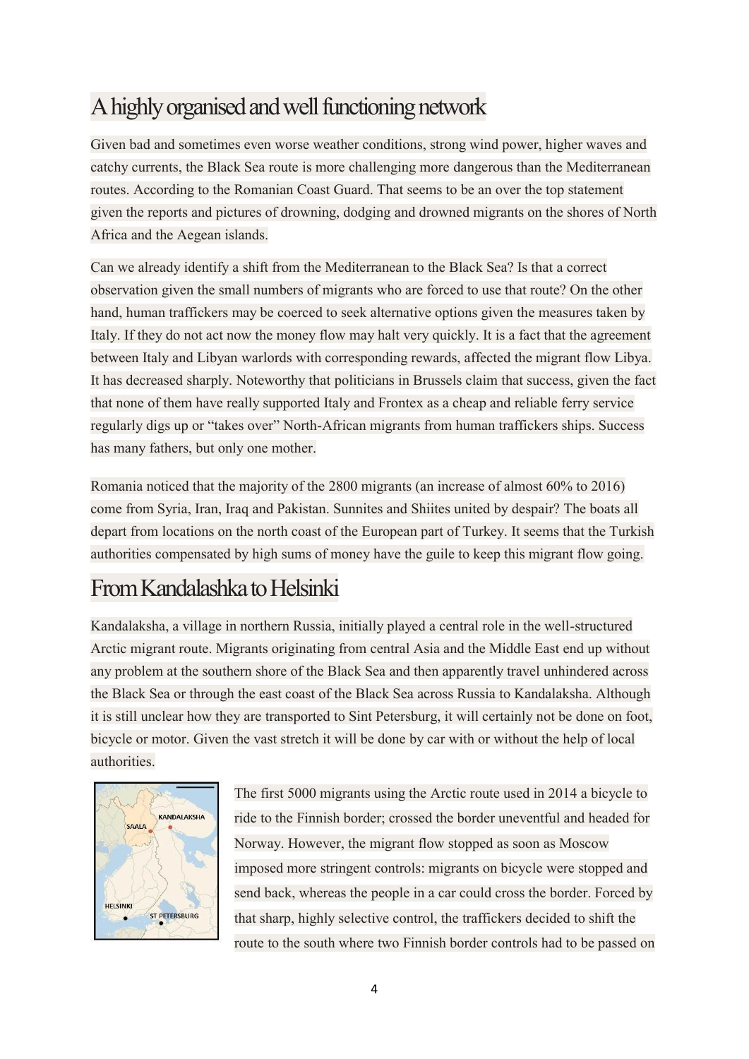## A highly organised and well functioning network

Given bad and sometimes even worse weather conditions, strong wind power, higher waves and catchy currents, the Black Sea route is more challenging more dangerous than the Mediterranean routes. According to the Romanian Coast Guard. That seems to be an over the top statement given the reports and pictures of drowning, dodging and drowned migrants on the shores of North Africa and the Aegean islands.

Can we already identify a shift from the Mediterranean to the Black Sea? Is that a correct observation given the small numbers of migrants who are forced to use that route? On the other hand, human traffickers may be coerced to seek alternative options given the measures taken by Italy. If they do not act now the money flow may halt very quickly. It is a fact that the agreement between Italy and Libyan warlords with corresponding rewards, affected the migrant flow Libya. It has decreased sharply. Noteworthy that politicians in Brussels claim that success, given the fact that none of them have really supported Italy and Frontex as a cheap and reliable ferry service regularly digs up or "takes over" North-African migrants from human traffickers ships. Success has many fathers, but only one mother.

Romania noticed that the majority of the 2800 migrants (an increase of almost 60% to 2016) come from Syria, Iran, Iraq and Pakistan. Sunnites and Shiites united by despair? The boats all depart from locations on the north coast of the European part of Turkey. It seems that the Turkish authorities compensated by high sums of money have the guile to keep this migrant flow going.

## From Kandalashka to Helsinki

Kandalaksha, a village in northern Russia, initially played a central role in the well-structured Arctic migrant route. Migrants originating from central Asia and the Middle East end up without any problem at the southern shore of the Black Sea and then apparently travel unhindered across the Black Sea or through the east coast of the Black Sea across Russia to Kandalaksha. Although it is still unclear how they are transported to Sint Petersburg, it will certainly not be done on foot, bicycle or motor. Given the vast stretch it will be done by car with or without the help of local authorities.

The first 5000 migrants using the Arctic route used in 2014 a bicycle to ride to the Finnish border; crossed the border uneventful and headed for Norway. However, the migrant flow stopped as soon as Moscow imposed more stringent controls: migrants on bicycle were stopped and send back, whereas the people in a car could cross the border. Forced by that sharp, highly selective control, the traffickers decided to shift the route to the south where two Finnish border controls had to be passed on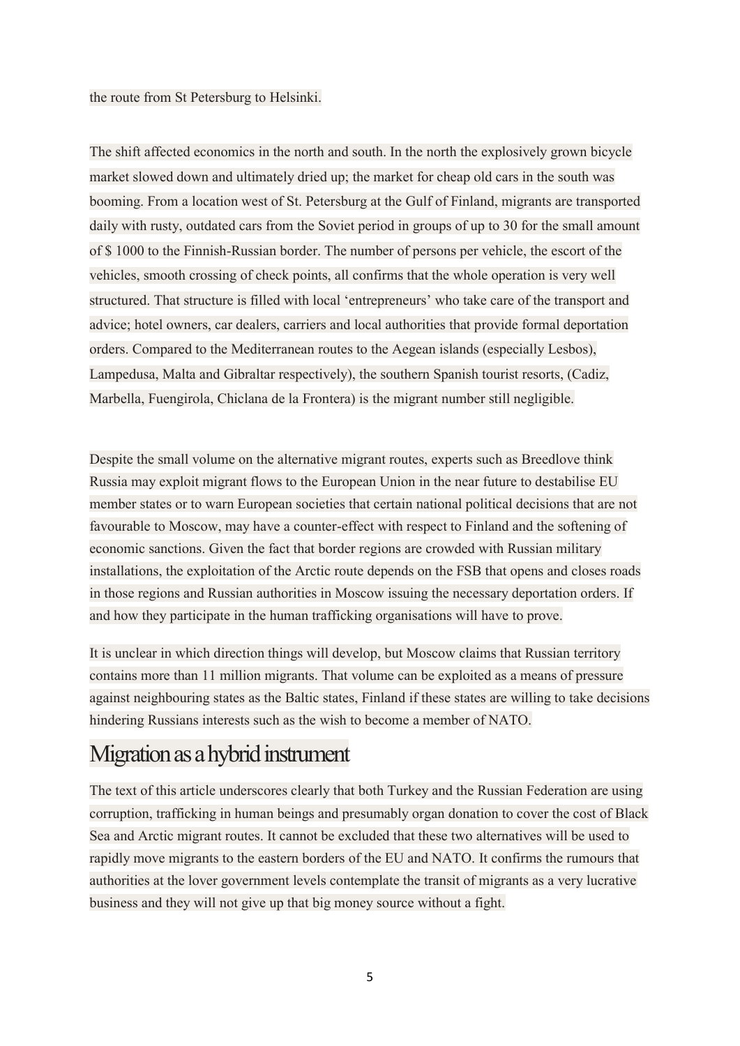the route from St Petersburg to Helsinki.

The shift affected economics in the north and south. In the north the explosively grown bicycle market slowed down and ultimately dried up; the market for cheap old cars in the south was booming. From a location west of St. Petersburg at the Gulf of Finland, migrants are transported daily with rusty, outdated cars from the Soviet period in groups of up to 30 for the small amount of $ 1000 to the Finnish-Russian border. The number of persons per vehicle, the escort of the vehicles, smooth crossing of check points, all confirms that the whole operation is very well structured. That structure is filled with local 'entrepreneurs' who take care of the transport and advice; hotel owners, car dealers, carriers and local authorities that provide formal deportation orders. Compared to the Mediterranean routes to the Aegean islands (especially Lesbos), Lampedusa, Malta and Gibraltar respectively), the southern Spanish tourist resorts, (Cadiz, Marbella, Fuengirola, Chiclana de la Frontera) is the migrant number still negligible.

Despite the small volume on the alternative migrant routes, experts such as Breedlove think Russia may exploit migrant flows to the European Union in the near future to destabilise EU member states or to warn European societies that certain national political decisions that are not favourable to Moscow, may have a counter-effect with respect to Finland and the softening of economic sanctions. Given the fact that border regions are crowded with Russian military installations, the exploitation of the Arctic route depends on the FSB that opens and closes roads in those regions and Russian authorities in Moscow issuing the necessary deportation orders. If and how they participate in the human trafficking organisations will have to prove.

It is unclear in which direction things will develop, but Moscow claims that Russian territory contains more than 11 million migrants. That volume can be exploited as a means of pressure against neighbouring states as the Baltic states, Finland if these states are willing to take decisions hindering Russians interests such as the wish to become a member of NATO.

## Migration as a hybrid instrument

The text of this article underscores clearly that both Turkey and the Russian Federation are using corruption, trafficking in human beings and presumably organ donation to cover the cost of Black Sea and Arctic migrant routes. It cannot be excluded that these two alternatives will be used to rapidly move migrants to the eastern borders of the EU and NATO. It confirms the rumours that authorities at the lover government levels contemplate the transit of migrants as a very lucrative business and they will not give up that big money source without a fight.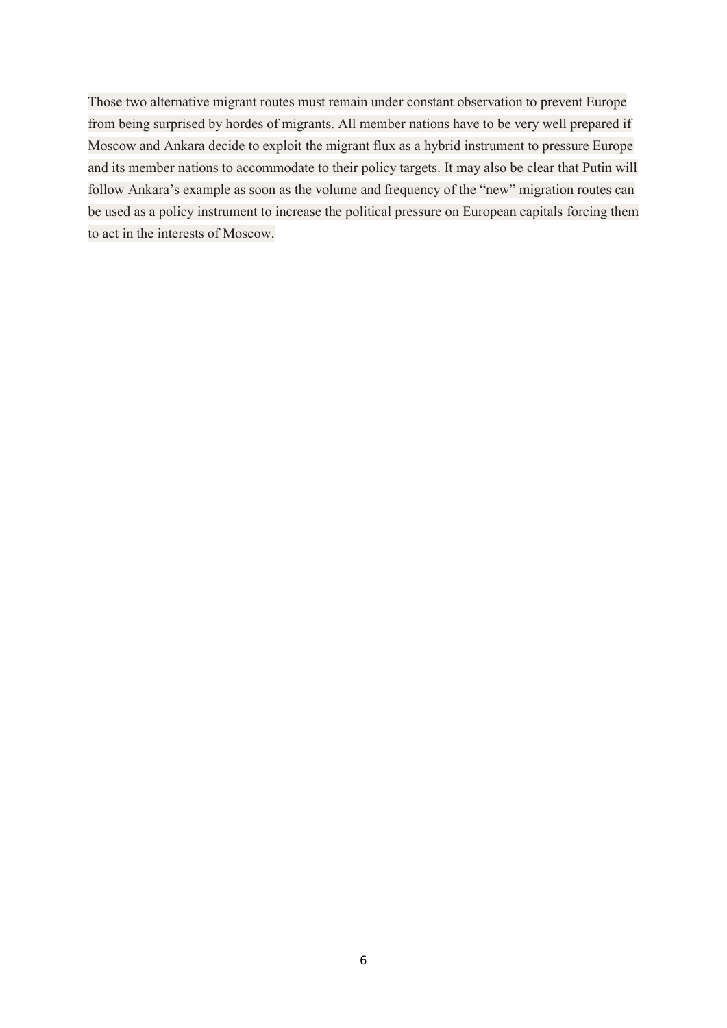Those two alternative migrant routes must remain under constant observation to prevent Europe from being surprised by hordes of migrants. All member nations have to be very well prepared if Moscow and Ankara decide to exploit the migrant flux as a hybrid instrument to pressure Europe and its member nations to accommodate to their policy targets. It may also be clear that Putin will follow Ankara's example as soon as the volume and frequency of the "new" migration routes can be used as a policy instrument to increase the political pressure on European capitals forcing them to act in the interests of Moscow.